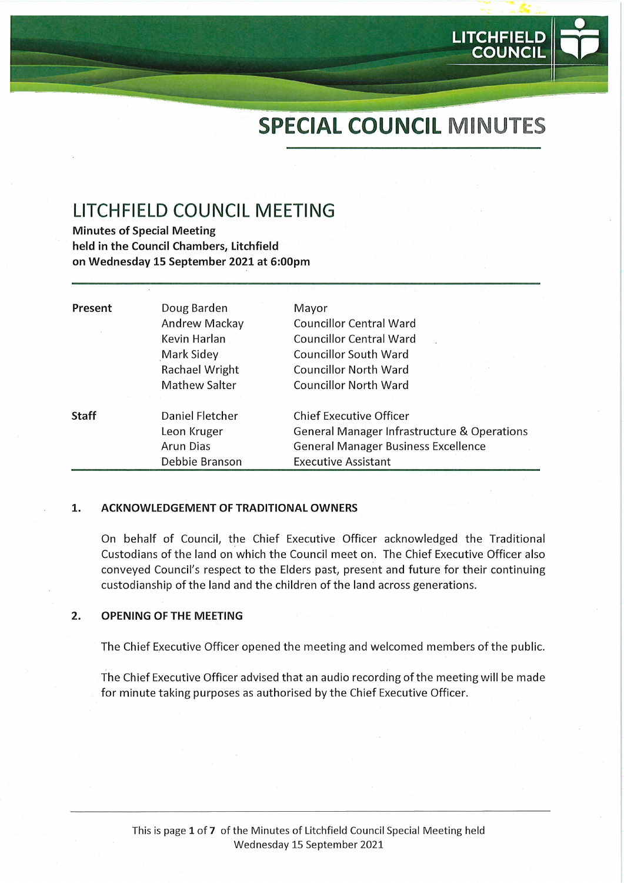# SPECIAL COUNCIL MINUTES

## LITCHFIELD COUNCIL MEETING

**Minutes of Special Meeting**
**held in the Council Chambers, Litchfield**
**on Wednesday 15 September 2021 at 6:00pm**

| | | |
|---|---|---|
| **Present** | Doug Barden | Mayor |
| | Andrew Mackay | Councillor Central Ward |
| | Kevin Harlan | Councillor Central Ward |
| | Mark Sidey | Councillor South Ward |
| | Rachael Wright | Councillor North Ward |
| | Mathew Salter | Councillor North Ward |
| **Staff** | Daniel Fletcher | Chief Executive Officer |
| | Leon Kruger | General Manager Infrastructure & Operations |
| | Arun Dias | General Manager Business Excellence |
| | Debbie Branson | Executive Assistant |

### 1. ACKNOWLEDGEMENT OF TRADITIONAL OWNERS

On behalf of Council, the Chief Executive Officer acknowledged the Traditional Custodians of the land on which the Council meet on. The Chief Executive Officer also conveyed Council's respect to the Elders past, present and future for their continuing custodianship of the land and the children of the land across generations.

### 2. OPENING OF THE MEETING

The Chief Executive Officer opened the meeting and welcomed members of the public.

The Chief Executive Officer advised that an audio recording of the meeting will be made for minute taking purposes as authorised by the Chief Executive Officer.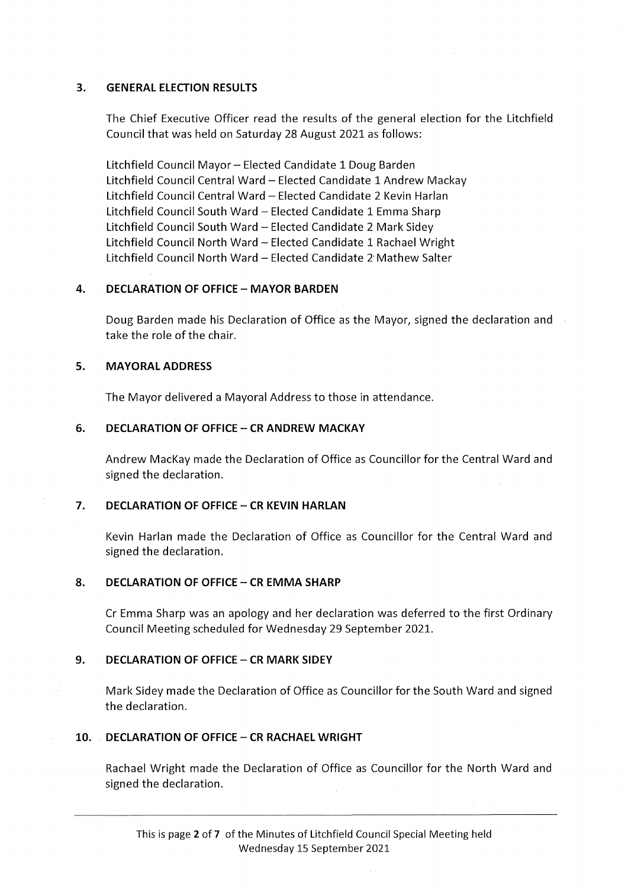## 3. GENERAL ELECTION RESULTS

The Chief Executive Officer read the results of the general election for the Litchfield Council that was held on Saturday 28 August 2021 as follows:

Litchfield Council Mayor – Elected Candidate 1 Doug Barden
Litchfield Council Central Ward – Elected Candidate 1 Andrew Mackay
Litchfield Council Central Ward – Elected Candidate 2 Kevin Harlan
Litchfield Council South Ward – Elected Candidate 1 Emma Sharp
Litchfield Council South Ward – Elected Candidate 2 Mark Sidey
Litchfield Council North Ward – Elected Candidate 1 Rachael Wright
Litchfield Council North Ward – Elected Candidate 2 Mathew Salter

## 4. DECLARATION OF OFFICE – MAYOR BARDEN

Doug Barden made his Declaration of Office as the Mayor, signed the declaration and take the role of the chair.

## 5. MAYORAL ADDRESS

The Mayor delivered a Mayoral Address to those in attendance.

## 6. DECLARATION OF OFFICE – CR ANDREW MACKAY

Andrew MacKay made the Declaration of Office as Councillor for the Central Ward and signed the declaration.

## 7. DECLARATION OF OFFICE – CR KEVIN HARLAN

Kevin Harlan made the Declaration of Office as Councillor for the Central Ward and signed the declaration.

## 8. DECLARATION OF OFFICE – CR EMMA SHARP

Cr Emma Sharp was an apology and her declaration was deferred to the first Ordinary Council Meeting scheduled for Wednesday 29 September 2021.

## 9. DECLARATION OF OFFICE – CR MARK SIDEY

Mark Sidey made the Declaration of Office as Councillor for the South Ward and signed the declaration.

## 10. DECLARATION OF OFFICE – CR RACHAEL WRIGHT

Rachael Wright made the Declaration of Office as Councillor for the North Ward and signed the declaration.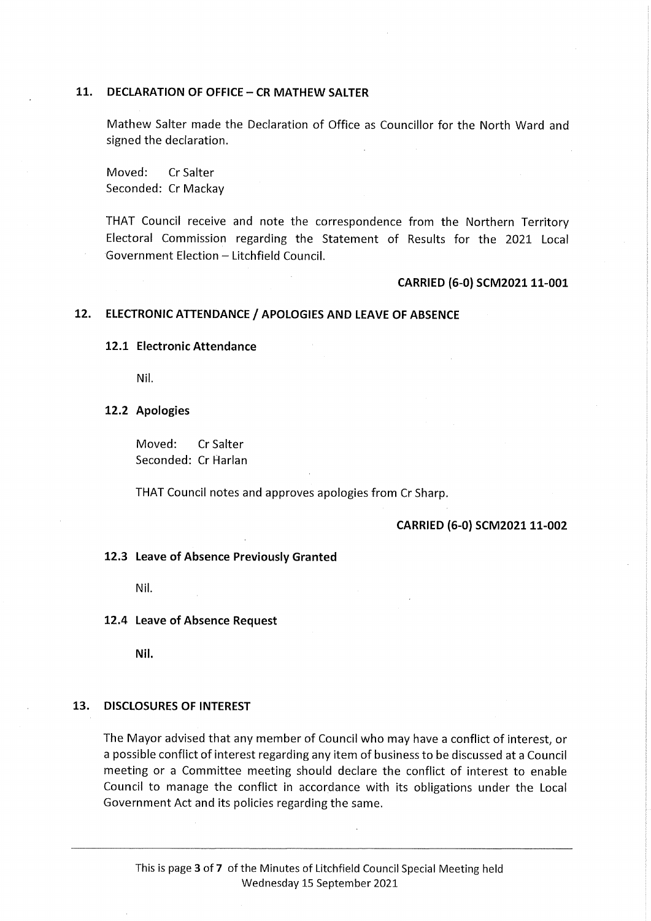## 11. DECLARATION OF OFFICE – CR MATHEW SALTER

Mathew Salter made the Declaration of Office as Councillor for the North Ward and signed the declaration.

Moved: Cr Salter
Seconded: Cr Mackay

THAT Council receive and note the correspondence from the Northern Territory Electoral Commission regarding the Statement of Results for the 2021 Local Government Election – Litchfield Council.

**CARRIED (6-0) SCM2021 11-001**

## 12. ELECTRONIC ATTENDANCE / APOLOGIES AND LEAVE OF ABSENCE

### 12.1 Electronic Attendance

Nil.

### 12.2 Apologies

Moved: Cr Salter
Seconded: Cr Harlan

THAT Council notes and approves apologies from Cr Sharp.

**CARRIED (6-0) SCM2021 11-002**

### 12.3 Leave of Absence Previously Granted

Nil.

### 12.4 Leave of Absence Request

**Nil.**

## 13. DISCLOSURES OF INTEREST

The Mayor advised that any member of Council who may have a conflict of interest, or a possible conflict of interest regarding any item of business to be discussed at a Council meeting or a Committee meeting should declare the conflict of interest to enable Council to manage the conflict in accordance with its obligations under the Local Government Act and its policies regarding the same.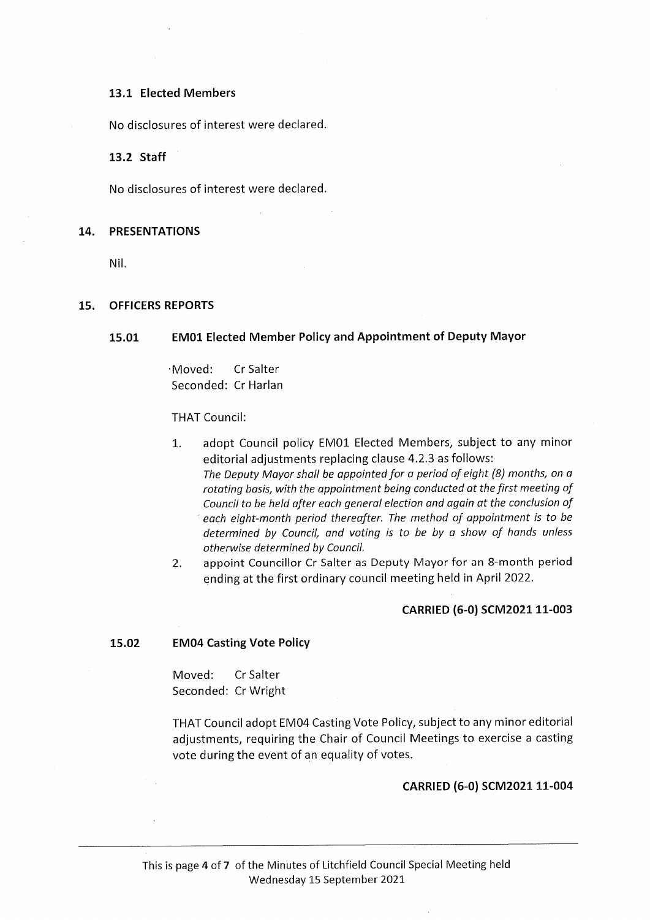### 13.1 Elected Members

No disclosures of interest were declared.

### 13.2 Staff

No disclosures of interest were declared.

## 14. PRESENTATIONS

Nil.

## 15. OFFICERS REPORTS

### 15.01 EM01 Elected Member Policy and Appointment of Deputy Mayor

Moved: Cr Salter
Seconded: Cr Harlan

THAT Council:

1. adopt Council policy EM01 Elected Members, subject to any minor editorial adjustments replacing clause 4.2.3 as follows:
   *The Deputy Mayor shall be appointed for a period of eight (8) months, on a rotating basis, with the appointment being conducted at the first meeting of Council to be held after each general election and again at the conclusion of each eight-month period thereafter. The method of appointment is to be determined by Council, and voting is to be by a show of hands unless otherwise determined by Council.*
2. appoint Councillor Cr Salter as Deputy Mayor for an 8-month period ending at the first ordinary council meeting held in April 2022.

**CARRIED (6-0) SCM2021 11-003**

### 15.02 EM04 Casting Vote Policy

Moved: Cr Salter
Seconded: Cr Wright

THAT Council adopt EM04 Casting Vote Policy, subject to any minor editorial adjustments, requiring the Chair of Council Meetings to exercise a casting vote during the event of an equality of votes.

**CARRIED (6-0) SCM2021 11-004**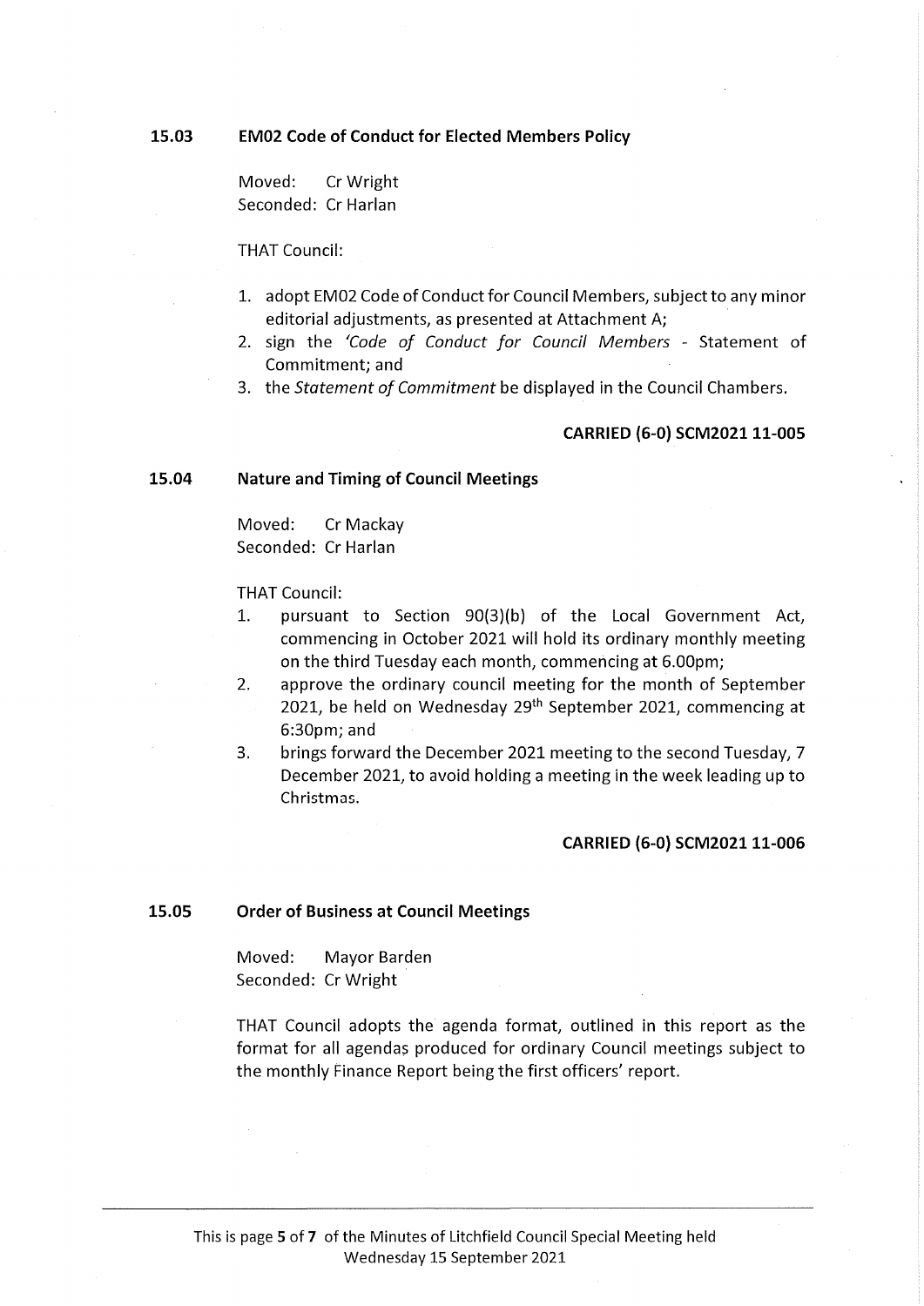### 15.03 EM02 Code of Conduct for Elected Members Policy

Moved: Cr Wright
Seconded: Cr Harlan

THAT Council:

1. adopt EM02 Code of Conduct for Council Members, subject to any minor editorial adjustments, as presented at Attachment A;
2. sign the *'Code of Conduct for Council Members* - Statement of Commitment; and
3. the *Statement of Commitment* be displayed in the Council Chambers.

**CARRIED (6-0) SCM2021 11-005**

### 15.04 Nature and Timing of Council Meetings

Moved: Cr Mackay
Seconded: Cr Harlan

THAT Council:

1. pursuant to Section 90(3)(b) of the Local Government Act, commencing in October 2021 will hold its ordinary monthly meeting on the third Tuesday each month, commencing at 6.00pm;
2. approve the ordinary council meeting for the month of September 2021, be held on Wednesday 29th September 2021, commencing at 6:30pm; and
3. brings forward the December 2021 meeting to the second Tuesday, 7 December 2021, to avoid holding a meeting in the week leading up to Christmas.

**CARRIED (6-0) SCM2021 11-006**

### 15.05 Order of Business at Council Meetings

Moved: Mayor Barden
Seconded: Cr Wright

THAT Council adopts the agenda format, outlined in this report as the format for all agendas produced for ordinary Council meetings subject to the monthly Finance Report being the first officers' report.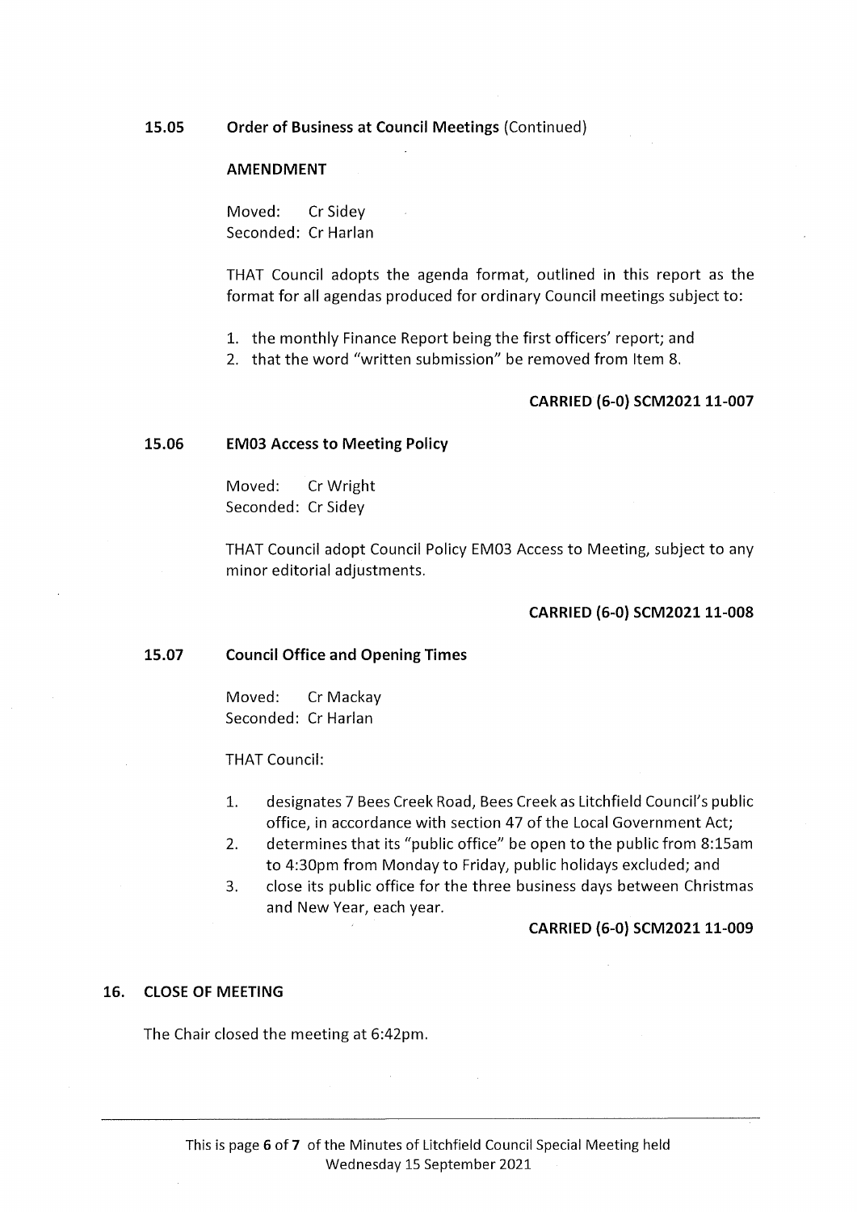### 15.05 Order of Business at Council Meetings (Continued)

**AMENDMENT**

Moved: Cr Sidey
Seconded: Cr Harlan

THAT Council adopts the agenda format, outlined in this report as the format for all agendas produced for ordinary Council meetings subject to:

1. the monthly Finance Report being the first officers' report; and
2. that the word "written submission" be removed from Item 8.

**CARRIED (6-0) SCM2021 11-007**

### 15.06 EM03 Access to Meeting Policy

Moved: Cr Wright
Seconded: Cr Sidey

THAT Council adopt Council Policy EM03 Access to Meeting, subject to any minor editorial adjustments.

**CARRIED (6-0) SCM2021 11-008**

### 15.07 Council Office and Opening Times

Moved: Cr Mackay
Seconded: Cr Harlan

THAT Council:

1. designates 7 Bees Creek Road, Bees Creek as Litchfield Council's public office, in accordance with section 47 of the Local Government Act;
2. determines that its "public office" be open to the public from 8:15am to 4:30pm from Monday to Friday, public holidays excluded; and
3. close its public office for the three business days between Christmas and New Year, each year.

**CARRIED (6-0) SCM2021 11-009**

## 16. CLOSE OF MEETING

The Chair closed the meeting at 6:42pm.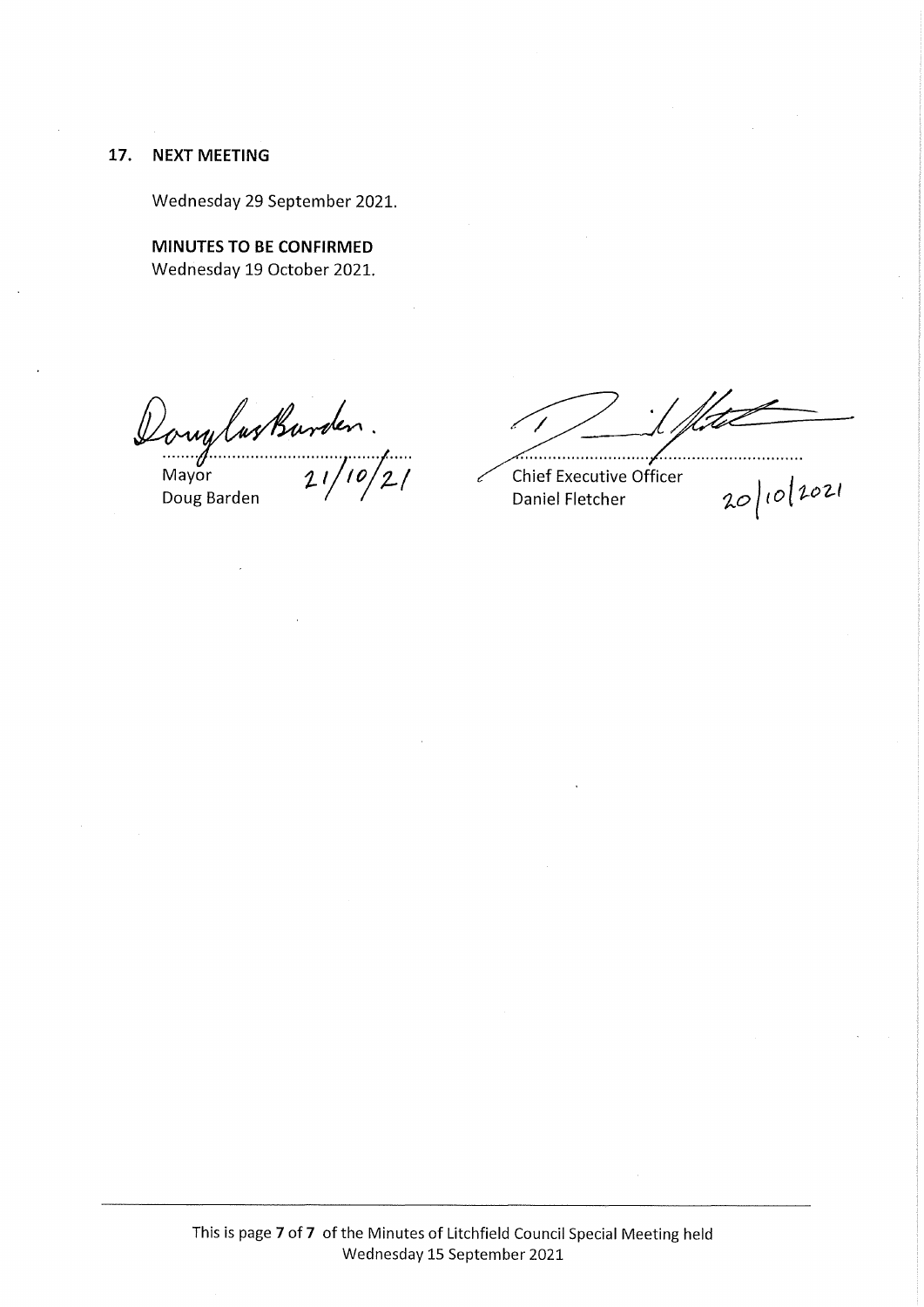## 17. NEXT MEETING

Wednesday 29 September 2021.

**MINUTES TO BE CONFIRMED**
Wednesday 19 October 2021.

Douglas Barden.
..................................................
Mayor
Doug Barden
21/10/21

..................................................
Chief Executive Officer
Daniel Fletcher
20/10/2021